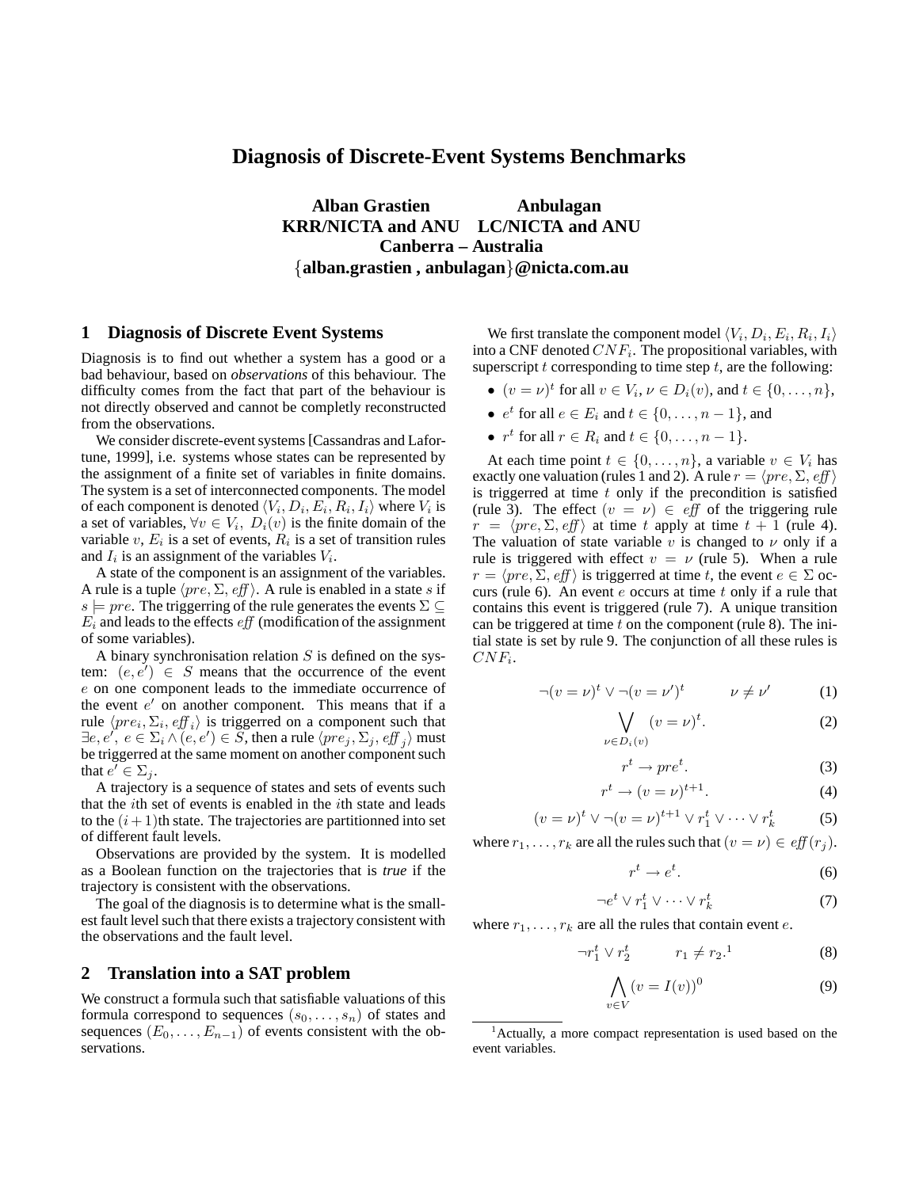# Diagnosis of Discrete-Event Systems Benchmarks

**Alban Grastien** — KRR/NICTA and ANU
**Anbulagan** — LC/NICTA and ANU
**Canberra – Australia**
**{alban.grastien , anbulagan}@nicta.com.au**

## 1 Diagnosis of Discrete Event Systems

Diagnosis is to find out whether a system has a good or a bad behaviour, based on *observations* of this behaviour. The difficulty comes from the fact that part of the behaviour is not directly observed and cannot be completly reconstructed from the observations.

We consider discrete-event systems [Cassandras and Lafortune, 1999], i.e. systems whose states can be represented by the assignment of a finite set of variables in finite domains. The system is a set of interconnected components. The model of each component is denoted $\langle V_i, D_i, E_i, R_i, I_i \rangle$ where $V_i$ is a set of variables, $\forall v \in V_i,\ D_i(v)$ is the finite domain of the variable $v$, $E_i$ is a set of events, $R_i$ is a set of transition rules and $I_i$ is an assignment of the variables $V_i$.

A state of the component is an assignment of the variables. A rule is a tuple $\langle pre, \Sigma, \mathit{eff} \rangle$. A rule is enabled in a state $s$ if $s \models pre$. The triggerring of the rule generates the events $\Sigma \subseteq E_i$ and leads to the effects $\mathit{eff}$ (modification of the assignment of some variables).

A binary synchronisation relation $S$ is defined on the system: $(e, e') \in S$ means that the occurrence of the event $e$ on one component leads to the immediate occurrence of the event $e'$ on another component. This means that if a rule $\langle pre_i, \Sigma_i, \mathit{eff}_i \rangle$ is triggerred on a component such that $\exists e, e',\ e \in \Sigma_i \wedge (e, e') \in S$, then a rule $\langle pre_j, \Sigma_j, \mathit{eff}_j \rangle$ must be triggerred at the same moment on another component such that $e' \in \Sigma_j$.

A trajectory is a sequence of states and sets of events such that the $i$th set of events is enabled in the $i$th state and leads to the $(i+1)$th state. The trajectories are partitionned into set of different fault levels.

Observations are provided by the system. It is modelled as a Boolean function on the trajectories that is *true* if the trajectory is consistent with the observations.

The goal of the diagnosis is to determine what is the smallest fault level such that there exists a trajectory consistent with the observations and the fault level.

## 2 Translation into a SAT problem

We construct a formula such that satisfiable valuations of this formula correspond to sequences $(s_0, \ldots, s_n)$ of states and sequences $(E_0, \ldots, E_{n-1})$ of events consistent with the observations.

We first translate the component model $\langle V_i, D_i, E_i, R_i, I_i \rangle$ into a CNF denoted $CNF_i$. The propositional variables, with superscript $t$ corresponding to time step $t$, are the following:

- $(v = \nu)^t$ for all $v \in V_i$, $\nu \in D_i(v)$, and $t \in \{0, \ldots, n\}$,
- $e^t$ for all $e \in E_i$ and $t \in \{0, \ldots, n-1\}$, and
- $r^t$ for all $r \in R_i$ and $t \in \{0, \ldots, n-1\}$.

At each time point $t \in \{0, \ldots, n\}$, a variable $v \in V_i$ has exactly one valuation (rules 1 and 2). A rule $r = \langle pre, \Sigma, \mathit{eff} \rangle$ is triggerred at time $t$ only if the precondition is satisfied (rule 3). The effect $(v = \nu) \in \mathit{eff}$ of the triggering rule $r = \langle pre, \Sigma, \mathit{eff} \rangle$ at time $t$ apply at time $t+1$ (rule 4). The valuation of state variable $v$ is changed to $\nu$ only if a rule is triggered with effect $v = \nu$ (rule 5). When a rule $r = \langle pre, \Sigma, \mathit{eff} \rangle$ is triggerred at time $t$, the event $e \in \Sigma$ occurs (rule 6). An event $e$ occurs at time $t$ only if a rule that contains this event is triggered (rule 7). A unique transition can be triggered at time $t$ on the component (rule 8). The initial state is set by rule 9. The conjunction of all these rules is $CNF_i$.

$$\neg(v = \nu)^t \vee \neg(v = \nu')^t \qquad \nu \neq \nu' \tag{1}$$

$$\bigvee_{\nu \in D_i(v)} (v = \nu)^t. \tag{2}$$

$$r^t \rightarrow pre^t. \tag{3}$$

$$r^t \rightarrow (v = \nu)^{t+1}. \tag{4}$$

$$(v = \nu)^t \vee \neg(v = \nu)^{t+1} \vee r_1^t \vee \cdots \vee r_k^t \tag{5}$$

where $r_1, \ldots, r_k$ are all the rules such that $(v = \nu) \in \mathit{eff}(r_j)$.

$$r^t \rightarrow e^t. \tag{6}$$

$$\neg e^t \vee r_1^t \vee \cdots \vee r_k^t \tag{7}$$

where $r_1, \ldots, r_k$ are all the rules that contain event $e$.

$$\neg r_1^t \vee r_2^t \qquad r_1 \neq r_2.^{1} \tag{8}$$

$$\bigwedge_{v \in V} (v = I(v))^0 \tag{9}$$

---

[1] Actually, a more compact representation is used based on the event variables.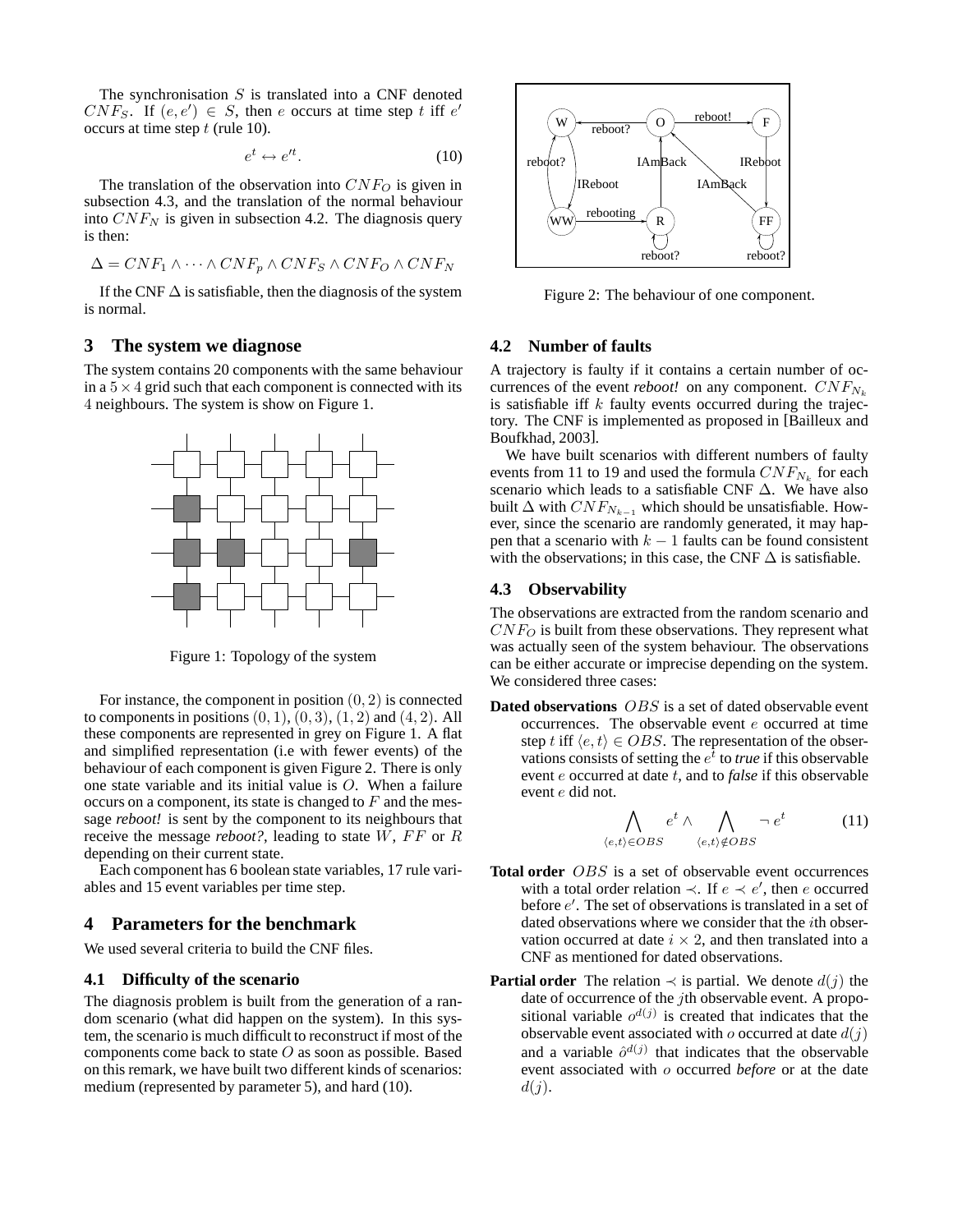The synchronisation $S$ is translated into a CNF denoted $CNF_S$. If $(e, e') \in S$, then $e$ occurs at time step $t$ iff $e'$ occurs at time step $t$ (rule 10).

$$e^t \leftrightarrow e'^t. \tag{10}$$

The translation of the observation into $CNF_O$ is given in subsection 4.3, and the translation of the normal behaviour into $CNF_N$ is given in subsection 4.2. The diagnosis query is then:

$$\Delta = CNF_1 \wedge \cdots \wedge CNF_p \wedge CNF_S \wedge CNF_O \wedge CNF_N$$

If the CNF $\Delta$ is satisfiable, then the diagnosis of the system is normal.

## 3 The system we diagnose

The system contains 20 components with the same behaviour in a $5 \times 4$ grid such that each component is connected with its 4 neighbours. The system is show on Figure 1.

Figure 1: Topology of the system

For instance, the component in position $(0, 2)$ is connected to components in positions $(0, 1)$, $(0, 3)$, $(1, 2)$ and $(4, 2)$. All these components are represented in grey on Figure 1. A flat and simplified representation (i.e with fewer events) of the behaviour of each component is given Figure 2. There is only one state variable and its initial value is $O$. When a failure occurs on a component, its state is changed to $F$ and the message *reboot!* is sent by the component to its neighbours that receive the message *reboot?*, leading to state $W$, $FF$ or $R$ depending on their current state.

Each component has 6 boolean state variables, 17 rule variables and 15 event variables per time step.

Figure 2: The behaviour of one component.

## 4 Parameters for the benchmark

We used several criteria to build the CNF files.

### 4.1 Difficulty of the scenario

The diagnosis problem is built from the generation of a random scenario (what did happen on the system). In this system, the scenario is much difficult to reconstruct if most of the components come back to state $O$ as soon as possible. Based on this remark, we have built two different kinds of scenarios: medium (represented by parameter 5), and hard (10).

### 4.2 Number of faults

A trajectory is faulty if it contains a certain number of occurrences of the event *reboot!* on any component. $CNF_{N_k}$ is satisfiable iff $k$ faulty events occurred during the trajectory. The CNF is implemented as proposed in [Bailleux and Boufkhad, 2003].

We have built scenarios with different numbers of faulty events from 11 to 19 and used the formula $CNF_{N_k}$ for each scenario which leads to a satisfiable CNF $\Delta$. We have also built $\Delta$ with $CNF_{N_{k-1}}$ which should be unsatisfiable. However, since the scenario are randomly generated, it may happen that a scenario with $k-1$ faults can be found consistent with the observations; in this case, the CNF $\Delta$ is satisfiable.

### 4.3 Observability

The observations are extracted from the random scenario and $CNF_O$ is built from these observations. They represent what was actually seen of the system behaviour. The observations can be either accurate or imprecise depending on the system. We considered three cases:

**Dated observations** $OBS$ is a set of dated observable event occurrences. The observable event $e$ occurred at time step $t$ iff $\langle e, t \rangle \in OBS$. The representation of the observations consists of setting the $e^t$ to *true* if this observable event $e$ occurred at date $t$, and to *false* if this observable event $e$ did not.

$$\bigwedge_{\langle e,t \rangle \in OBS} e^t \wedge \bigwedge_{\langle e,t \rangle \notin OBS} \neg\, e^t \tag{11}$$

**Total order** $OBS$ is a set of observable event occurrences with a total order relation $\prec$. If $e \prec e'$, then $e$ occurred before $e'$. The set of observations is translated in a set of dated observations where we consider that the $i$th observation occurred at date $i \times 2$, and then translated into a CNF as mentioned for dated observations.

**Partial order** The relation $\prec$ is partial. We denote $d(j)$ the date of occurrence of the $j$th observable event. A propositional variable $o^{d(j)}$ is created that indicates that the observable event associated with $o$ occurred at date $d(j)$ and a variable $\hat{o}^{d(j)}$ that indicates that the observable event associated with $o$ occurred *before* or at the date $d(j)$.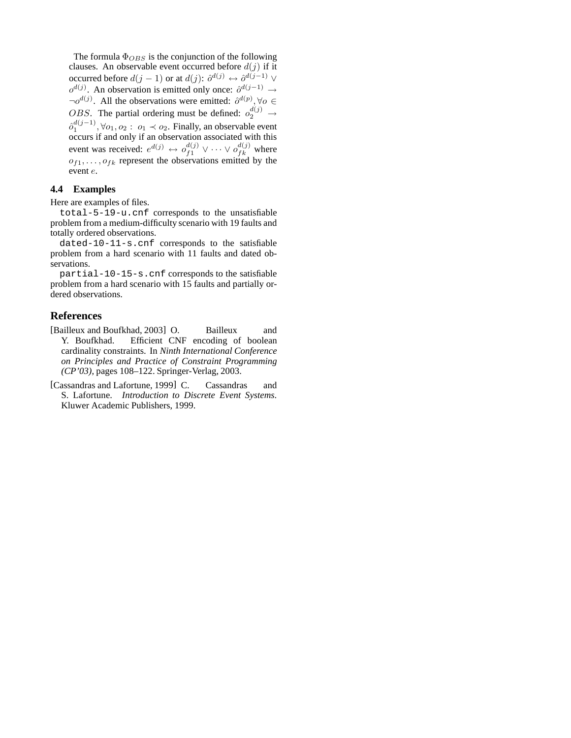The formula $\Phi_{OBS}$ is the conjunction of the following clauses. An observable event occurred before $d(j)$ if it occurred before $d(j-1)$ or at $d(j)$: $\hat{o}^{d(j)} \leftrightarrow \hat{o}^{d(j-1)} \vee o^{d(j)}$. An observation is emitted only once: $\hat{o}^{d(j-1)} \rightarrow \neg o^{d(j)}$. All the observations were emitted: $\hat{o}^{d(p)}, \forall o \in OBS$. The partial ordering must be defined: $o_2^{d(j)} \rightarrow \hat{o}_1^{d(j-1)}, \forall o_1, o_2 : o_1 \prec o_2$. Finally, an observable event occurs if and only if an observation associated with this event was received: $e^{d(j)} \leftrightarrow o_{f1}^{d(j)} \vee \cdots \vee o_{fk}^{d(j)}$ where $o_{f1}, \ldots, o_{fk}$ represent the observations emitted by the event $e$.

### 4.4 Examples

Here are examples of files.

`total-5-19-u.cnf` corresponds to the unsatisfiable problem from a medium-difficulty scenario with 19 faults and totally ordered observations.

`dated-10-11-s.cnf` corresponds to the satisfiable problem from a hard scenario with 11 faults and dated observations.

`partial-10-15-s.cnf` corresponds to the satisfiable problem from a hard scenario with 15 faults and partially ordered observations.

## References

[Bailleux and Boufkhad, 2003] O. Bailleux and Y. Boufkhad. Efficient CNF encoding of boolean cardinality constraints. In *Ninth International Conference on Principles and Practice of Constraint Programming (CP'03)*, pages 108–122. Springer-Verlag, 2003.

[Cassandras and Lafortune, 1999] C. Cassandras and S. Lafortune. *Introduction to Discrete Event Systems*. Kluwer Academic Publishers, 1999.